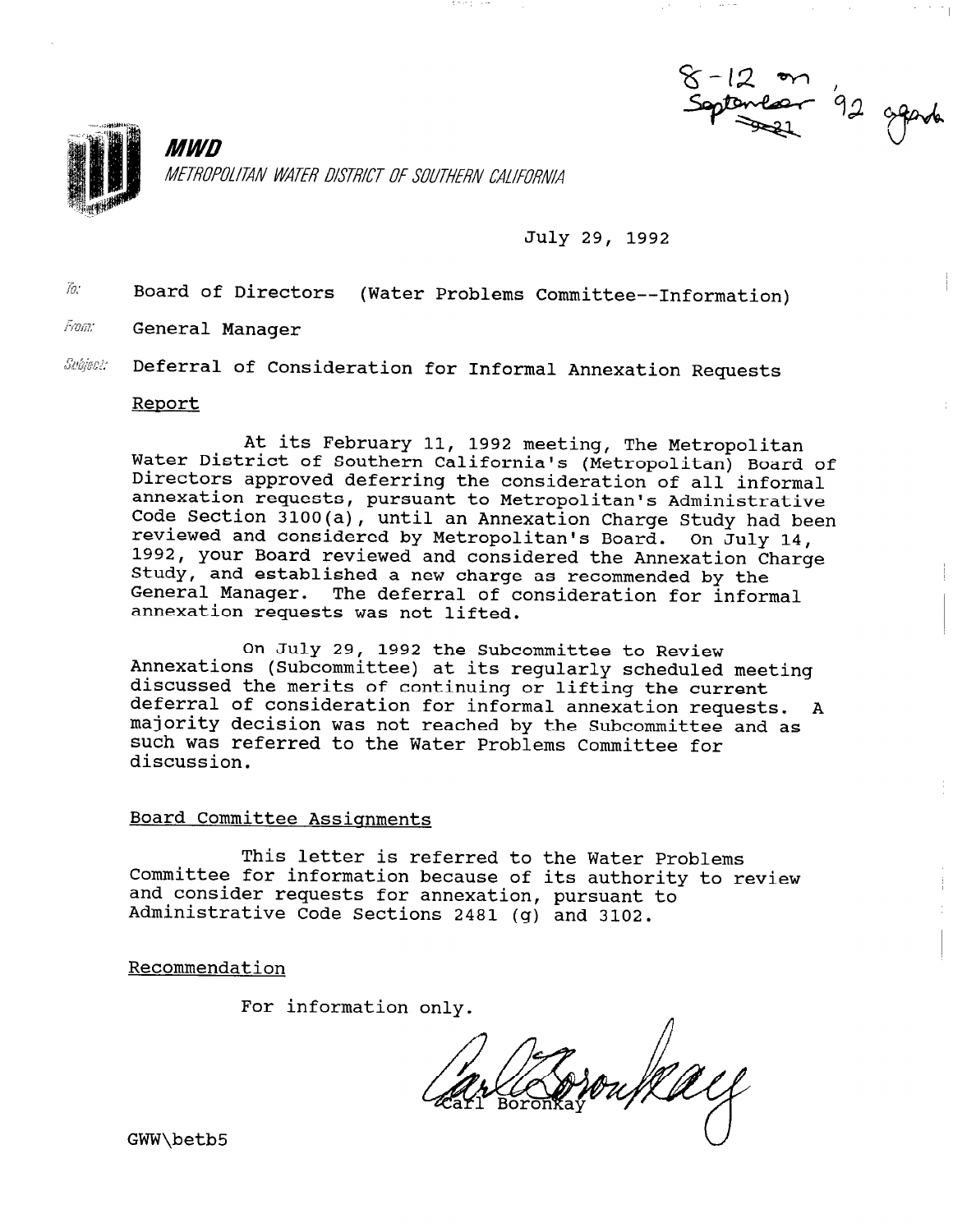8-12 on September 92 agenda

**MWD**

*METROPOLITAN WATER DISTRICT OF SOUTHERN CALIFORNIA*

July 29, 1992

To: Board of Directors (Water Problems Committee--Information)

From: General Manager

Subject: Deferral of Consideration for Informal Annexation Requests

## Report

At its February 11, 1992 meeting, The Metropolitan Water District of Southern California's (Metropolitan) Board of Directors approved deferring the consideration of all informal annexation requests, pursuant to Metropolitan's Administrative Code Section 3100(a), until an Annexation Charge Study had been reviewed and considered by Metropolitan's Board. On July 14, 1992, your Board reviewed and considered the Annexation Charge Study, and established a new charge as recommended by the General Manager. The deferral of consideration for informal annexation requests was not lifted.

On July 29, 1992 the Subcommittee to Review Annexations (Subcommittee) at its regularly scheduled meeting discussed the merits of continuing or lifting the current deferral of consideration for informal annexation requests. A majority decision was not reached by the Subcommittee and as such was referred to the Water Problems Committee for discussion.

## Board Committee Assignments

This letter is referred to the Water Problems Committee for information because of its authority to review and consider requests for annexation, pursuant to Administrative Code Sections 2481 (g) and 3102.

## Recommendation

For information only.

Carl Boronkay

GWW\betb5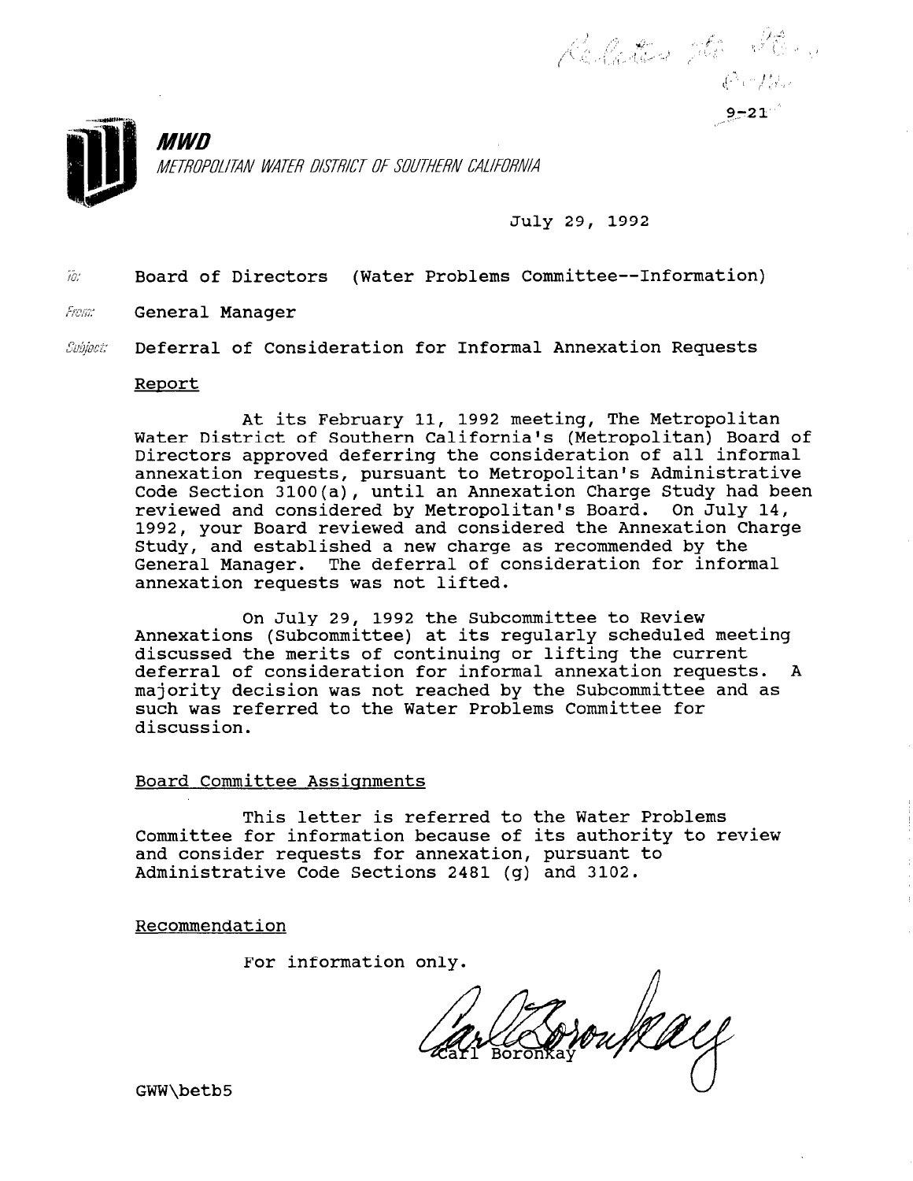9-21

**MWD**

*METROPOLITAN WATER DISTRICT OF SOUTHERN CALIFORNIA*

July 29, 1992

To: Board of Directors (Water Problems Committee--Information)

From: General Manager

Subject: Deferral of Consideration for Informal Annexation Requests

Report

At its February 11, 1992 meeting, The Metropolitan Water District of Southern California's (Metropolitan) Board of Directors approved deferring the consideration of all informal annexation requests, pursuant to Metropolitan's Administrative Code Section 3100(a), until an Annexation Charge Study had been reviewed and considered by Metropolitan's Board. On July 14, 1992, your Board reviewed and considered the Annexation Charge Study, and established a new charge as recommended by the General Manager. The deferral of consideration for informal annexation requests was not lifted.

On July 29, 1992 the Subcommittee to Review Annexations (Subcommittee) at its regularly scheduled meeting discussed the merits of continuing or lifting the current deferral of consideration for informal annexation requests. A majority decision was not reached by the Subcommittee and as such was referred to the Water Problems Committee for discussion.

Board Committee Assignments

This letter is referred to the Water Problems Committee for information because of its authority to review and consider requests for annexation, pursuant to Administrative Code Sections 2481 (g) and 3102.

Recommendation

For information only.

Carl Boronkay

GWW\betb5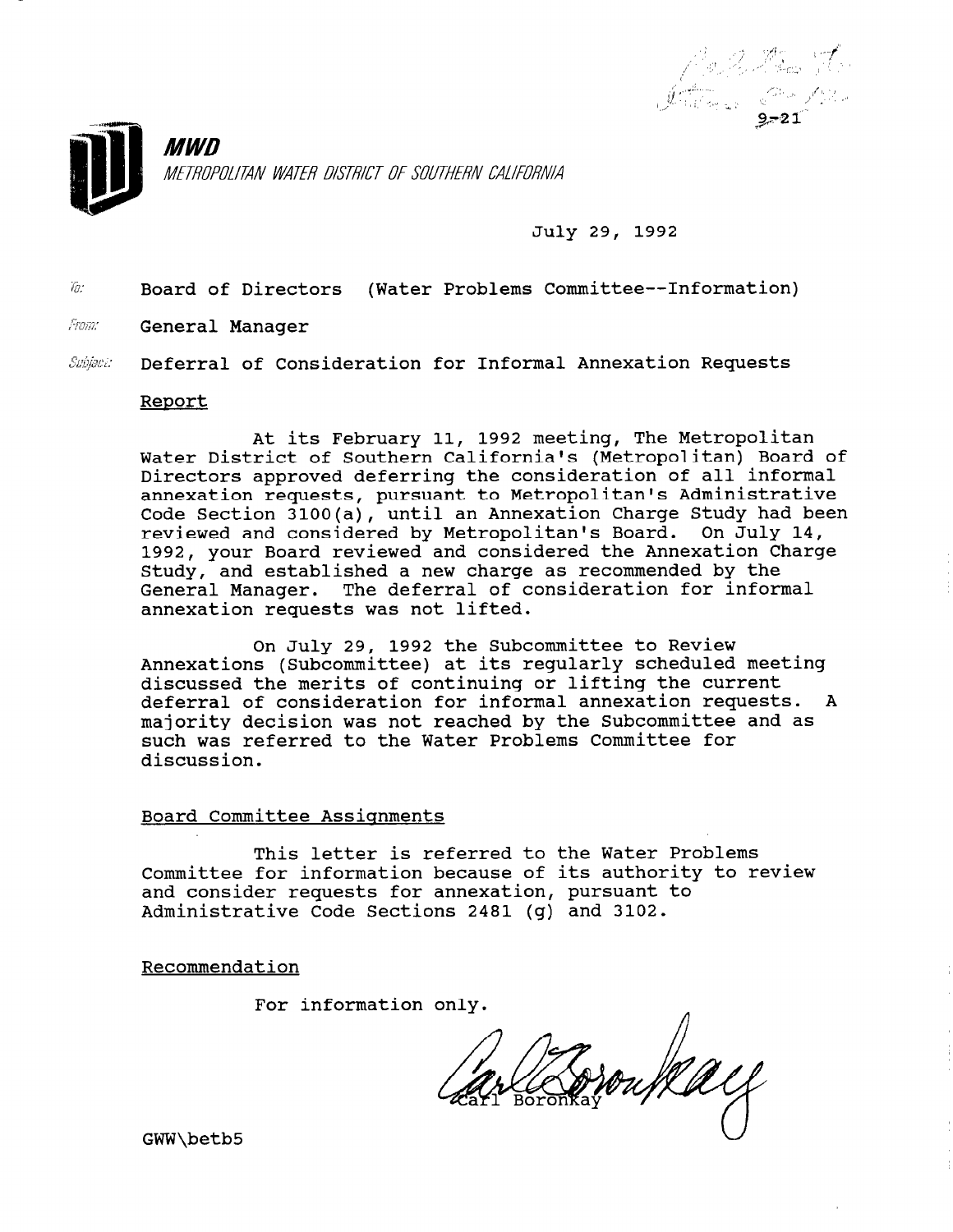**MWD**

*METROPOLITAN WATER DISTRICT OF SOUTHERN CALIFORNIA*

9-21

July 29, 1992

To: Board of Directors (Water Problems Committee--Information)

From: General Manager

Subject: Deferral of Consideration for Informal Annexation Requests

Report

At its February 11, 1992 meeting, The Metropolitan Water District of Southern California's (Metropolitan) Board of Directors approved deferring the consideration of all informal annexation requests, pursuant to Metropolitan's Administrative Code Section 3100(a), until an Annexation Charge Study had been reviewed and considered by Metropolitan's Board. On July 14, 1992, your Board reviewed and considered the Annexation Charge Study, and established a new charge as recommended by the General Manager. The deferral of consideration for informal annexation requests was not lifted.

On July 29, 1992 the Subcommittee to Review Annexations (Subcommittee) at its regularly scheduled meeting discussed the merits of continuing or lifting the current deferral of consideration for informal annexation requests. A majority decision was not reached by the Subcommittee and as such was referred to the Water Problems Committee for discussion.

Board Committee Assignments

This letter is referred to the Water Problems Committee for information because of its authority to review and consider requests for annexation, pursuant to Administrative Code Sections 2481 (g) and 3102.

Recommendation

For information only.

Carl Boronkay

GWW\betb5